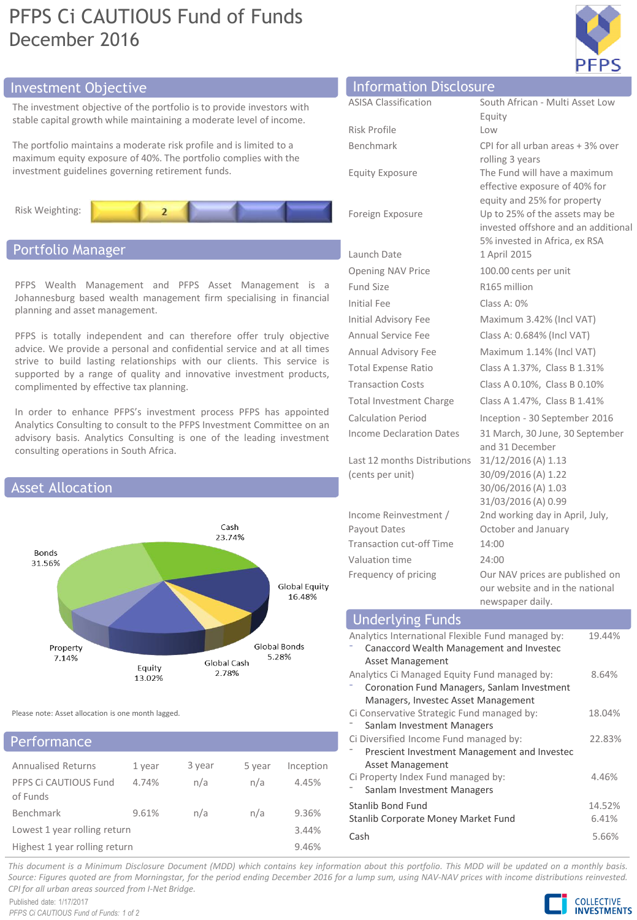# PFPS Ci CAUTIOUS Fund of Funds
December 2016

## Investment Objective

The investment objective of the portfolio is to provide investors with stable capital growth while maintaining a moderate level of income.

The portfolio maintains a moderate risk profile and is limited to a maximum equity exposure of 40%. The portfolio complies with the investment guidelines governing retirement funds.

Risk Weighting: 2

## Portfolio Manager

PFPS Wealth Management and PFPS Asset Management is a Johannesburg based wealth management firm specialising in financial planning and asset management.

PFPS is totally independent and can therefore offer truly objective advice. We provide a personal and confidential service and at all times strive to build lasting relationships with our clients. This service is supported by a range of quality and innovative investment products, complimented by effective tax planning.

In order to enhance PFPS's investment process PFPS has appointed Analytics Consulting to consult to the PFPS Investment Committee on an advisory basis. Analytics Consulting is one of the leading investment consulting operations in South Africa.

## Asset Allocation

| Asset | Allocation |
|---|---|
| Cash | 23.74% |
| Global Equity | 16.48% |
| Global Bonds | 5.28% |
| Global Cash | 2.78% |
| Equity | 13.02% |
| Property | 7.14% |
| Bonds | 31.56% |

Please note: Asset allocation is one month lagged.

## Performance

| Annualised Returns | 1 year | 3 year | 5 year | Inception |
|---|---|---|---|---|
| PFPS Ci CAUTIOUS Fund of Funds | 4.74% | n/a | n/a | 4.45% |
| Benchmark | 9.61% | n/a | n/a | 9.36% |
| Lowest 1 year rolling return | | | | 3.44% |
| Highest 1 year rolling return | | | | 9.46% |

## Information Disclosure

| | |
|---|---|
| ASISA Classification | South African - Multi Asset Low Equity |
| Risk Profile | Low |
| Benchmark | CPI for all urban areas + 3% over rolling 3 years |
| Equity Exposure | The Fund will have a maximum effective exposure of 40% for equity and 25% for property |
| Foreign Exposure | Up to 25% of the assets may be invested offshore and an additional 5% invested in Africa, ex RSA |
| Launch Date | 1 April 2015 |
| Opening NAV Price | 100.00 cents per unit |
| Fund Size | R165 million |
| Initial Fee | Class A: 0% |
| Initial Advisory Fee | Maximum 3.42% (Incl VAT) |
| Annual Service Fee | Class A: 0.684% (Incl VAT) |
| Annual Advisory Fee | Maximum 1.14% (Incl VAT) |
| Total Expense Ratio | Class A 1.37%, Class B 1.31% |
| Transaction Costs | Class A 0.10%, Class B 0.10% |
| Total Investment Charge | Class A 1.47%, Class B 1.41% |
| Calculation Period | Inception - 30 September 2016 |
| Income Declaration Dates | 31 March, 30 June, 30 September and 31 December |
| Last 12 months Distributions (cents per unit) | 31/12/2016 (A) 1.13<br>30/09/2016 (A) 1.22<br>30/06/2016 (A) 1.03<br>31/03/2016 (A) 0.99 |
| Income Reinvestment / Payout Dates | 2nd working day in April, July, October and January |
| Transaction cut-off Time | 14:00 |
| Valuation time | 24:00 |
| Frequency of pricing | Our NAV prices are published on our website and in the national newspaper daily. |

## Underlying Funds

| Fund | Allocation |
|---|---|
| Analytics International Flexible Fund managed by:<br>- Canaccord Wealth Management and Investec Asset Management | 19.44% |
| Analytics Ci Managed Equity Fund managed by:<br>- Coronation Fund Managers, Sanlam Investment Managers, Investec Asset Management | 8.64% |
| Ci Conservative Strategic Fund managed by:<br>- Sanlam Investment Managers | 18.04% |
| Ci Diversified Income Fund managed by:<br>- Prescient Investment Management and Investec Asset Management | 22.83% |
| Ci Property Index Fund managed by:<br>- Sanlam Investment Managers | 4.46% |
| Stanlib Bond Fund | 14.52% |
| Stanlib Corporate Money Market Fund | 6.41% |
| Cash | 5.66% |

*This document is a Minimum Disclosure Document (MDD) which contains key information about this portfolio. This MDD will be updated on a monthly basis. Source: Figures quoted are from Morningstar, for the period ending December 2016 for a lump sum, using NAV-NAV prices with income distributions reinvested. CPI for all urban areas sourced from I-Net Bridge.*

Published date: 1/17/2017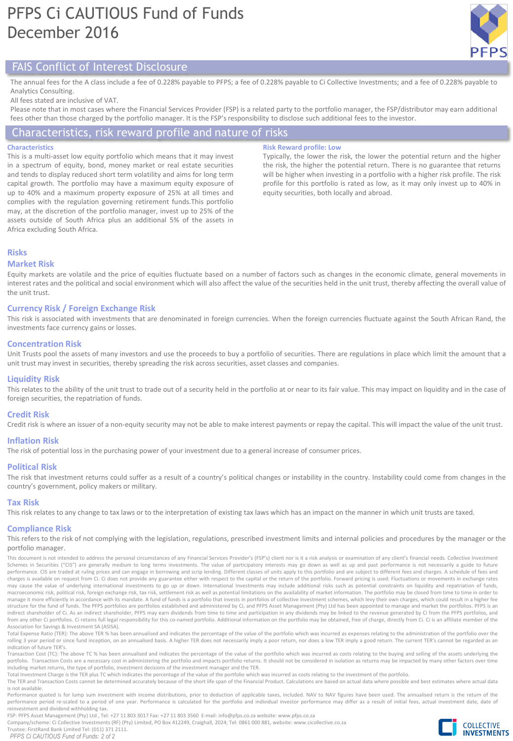# PFPS Ci CAUTIOUS Fund of Funds
December 2016

## FAIS Conflict of Interest Disclosure

The annual fees for the A class include a fee of 0.228% payable to PFPS; a fee of 0.228% payable to Ci Collective Investments; and a fee of 0.228% payable to Analytics Consulting.

All fees stated are inclusive of VAT.

Please note that in most cases where the Financial Services Provider (FSP) is a related party to the portfolio manager, the FSP/distributor may earn additional fees other than those charged by the portfolio manager. It is the FSP's responsibility to disclose such additional fees to the investor.

## Characteristics, risk reward profile and nature of risks

### Characteristics

This is a multi-asset low equity portfolio which means that it may invest in a spectrum of equity, bond, money market or real estate securities and tends to display reduced short term volatility and aims for long term capital growth. The portfolio may have a maximum equity exposure of up to 40% and a maximum property exposure of 25% at all times and complies with the regulation governing retirement funds.This portfolio may, at the discretion of the portfolio manager, invest up to 25% of the assets outside of South Africa plus an additional 5% of the assets in Africa excluding South Africa.

### Risk Reward profile: Low

Typically, the lower the risk, the lower the potential return and the higher the risk, the higher the potential return. There is no guarantee that returns will be higher when investing in a portfolio with a higher risk profile. The risk profile for this portfolio is rated as low, as it may only invest up to 40% in equity securities, both locally and abroad.

### Risks

### Market Risk

Equity markets are volatile and the price of equities fluctuate based on a number of factors such as changes in the economic climate, general movements in interest rates and the political and social environment which will also affect the value of the securities held in the unit trust, thereby affecting the overall value of the unit trust.

### Currency Risk / Foreign Exchange Risk

This risk is associated with investments that are denominated in foreign currencies. When the foreign currencies fluctuate against the South African Rand, the investments face currency gains or losses.

### Concentration Risk

Unit Trusts pool the assets of many investors and use the proceeds to buy a portfolio of securities. There are regulations in place which limit the amount that a unit trust may invest in securities, thereby spreading the risk across securities, asset classes and companies.

### Liquidity Risk

This relates to the ability of the unit trust to trade out of a security held in the portfolio at or near to its fair value. This may impact on liquidity and in the case of foreign securities, the repatriation of funds.

### Credit Risk

Credit risk is where an issuer of a non-equity security may not be able to make interest payments or repay the capital. This will impact the value of the unit trust.

### Inflation Risk

The risk of potential loss in the purchasing power of your investment due to a general increase of consumer prices.

### Political Risk

The risk that investment returns could suffer as a result of a country's political changes or instability in the country. Instability could come from changes in the country's government, policy makers or military.

### Tax Risk

This risk relates to any change to tax laws or to the interpretation of existing tax laws which has an impact on the manner in which unit trusts are taxed.

### Compliance Risk

This refers to the risk of not complying with the legislation, regulations, prescribed investment limits and internal policies and procedures by the manager or the portfolio manager.

This document is not intended to address the personal circumstances of any Financial Services Provider's (FSP's) client nor is it a risk analysis or examination of any client's financial needs. Collective Investment Schemes in Securities ("CIS") are generally medium to long terms investments. The value of participatory interests may go down as well as up and past performance is not necessarily a guide to future performance. CIS are traded at ruling prices and can engage in borrowing and scrip lending. Different classes of units apply to this portfolio and are subject to different fees and charges. A schedule of fees and charges is available on request from Ci. Ci does not provide any guarantee either with respect to the capital or the return of the portfolio. Forward pricing is used. Fluctuations or movements in exchange rates may cause the value of underlying international investments to go up or down. International Investments may include additional risks such as potential constraints on liquidity and repatriation of funds, macroeconomic risk, political risk, foreign exchange risk, tax risk, settlement risk as well as potential limitations on the availability of market information. The portfolio may be closed from time to time in order to manage it more efficiently in accordance with its mandate. A fund of funds is a portfolio that invests in portfolios of collective investment schemes, which levy their own charges, which could result in a higher fee structure for the fund of funds. The PFPS portfolios are portfolios established and administered by Ci, and PFPS Asset Management (Pty) Ltd has been appointed to manage and market the portfolios. PFPS is an indirect shareholder of Ci. As an indirect shareholder, PFPS may earn dividends from time to time and participation in any dividends may be linked to the revenue generated by Ci from the PFPS portfolios, and from any other Ci portfolios. Ci retains full legal responsibility for this co-named portfolio. Additional information on the portfolio may be obtained, free of charge, directly from Ci. Ci is an affiliate member of the Association for Savings & Investment SA (ASISA).

Total Expense Ratio (TER): The above TER % has been annualised and indicates the percentage of the value of the portfolio which was incurred as expenses relating to the administration of the portfolio over the rolling 3 year period or since fund inception, on an annualised basis. A higher TER does not necessarily imply a poor return, nor does a low TER imply a good return. The current TER's cannot be regarded as an indication of future TER's.

Transaction Cost (TC): The above TC % has been annualised and indicates the percentage of the value of the portfolio which was incurred as costs relating to the buying and selling of the assets underlying the portfolio. Transaction Costs are a necessary cost in administering the portfolio and impacts portfolio returns. It should not be considered in isolation as returns may be impacted by many other factors over time including market returns, the type of portfolio, investment decisions of the investment manager and the TER.

Total Investment Charge is the TER plus TC which indicates the percentage of the value of the portfolio which was incurred as costs relating to the investment of the portfolio.

The TER and Transaction Costs cannot be determined accurately because of the short life span of the Financial Product. Calculations are based on actual data where possible and best estimates where actual data is not available.

Performance quoted is for lump sum investment with income distributions, prior to deduction of applicable taxes, included. NAV to NAV figures have been used. The annualised return is the return of the performance period re-scaled to a period of one year. Performance is calculated for the portfolio and individual investor performance may differ as a result of initial fees, actual investment date, date of reinvestment and dividend withholding tax.

FSP: PFPS Asset Management (Pty) Ltd , Tel: +27 11 803 3017 Fax: +27 11 803 3560 E-mail: info@pfps.co.za website: www.pfps.co.za

Company/scheme: Ci Collective Investments (RF) (Pty) Limited, PO Box 412249, Craighall, 2024; Tel: 0861 000 881, website: www.cicollective.co.za

Trustee: FirstRand Bank Limited Tel: (011) 371 2111.